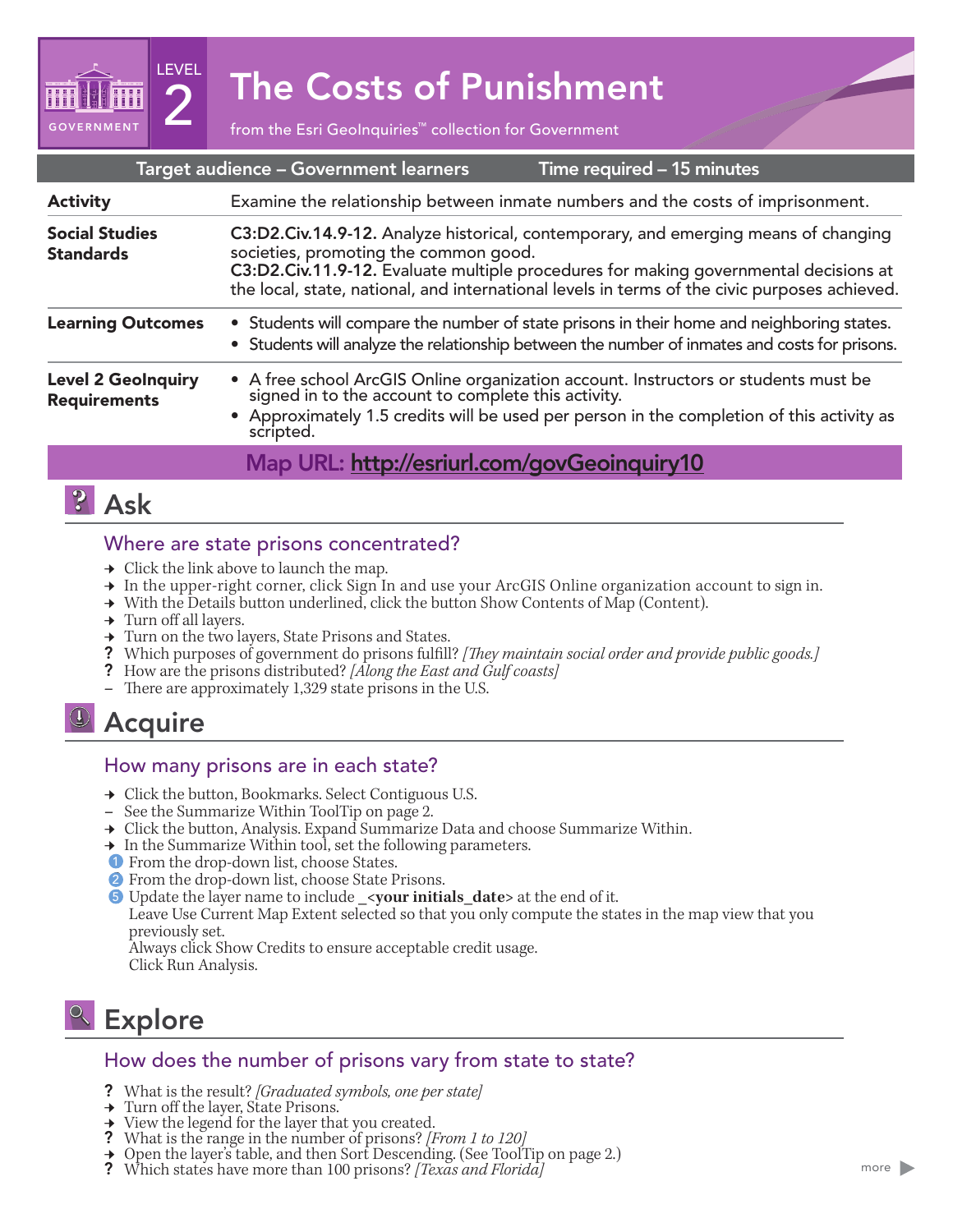GOVERNMENT

LEVEL 2

# The Costs of Punishment

from the Esri GeoInquiries™ collection for Government

| Target audience – Government learners | Time required – 15 minutes |
|---|---|

| | |
|---|---|
| **Activity** | Examine the relationship between inmate numbers and the costs of imprisonment. |
| **Social Studies Standards** | **C3:D2.Civ.14.9-12.** Analyze historical, contemporary, and emerging means of changing societies, promoting the common good. **C3:D2.Civ.11.9-12.** Evaluate multiple procedures for making governmental decisions at the local, state, national, and international levels in terms of the civic purposes achieved. |
| **Learning Outcomes** | • Students will compare the number of state prisons in their home and neighboring states. • Students will analyze the relationship between the number of inmates and costs for prisons. |
| **Level 2 GeoInquiry Requirements** | • A free school ArcGIS Online organization account. Instructors or students must be signed in to the account to complete this activity. • Approximately 1.5 credits will be used per person in the completion of this activity as scripted. |

**Map URL: http://esriurl.com/govGeoinquiry10**

## Ask

### Where are state prisons concentrated?

→ Click the link above to launch the map.
→ In the upper-right corner, click Sign In and use your ArcGIS Online organization account to sign in.
→ With the Details button underlined, click the button Show Contents of Map (Content).
→ Turn off all layers.
→ Turn on the two layers, State Prisons and States.
? Which purposes of government do prisons fulfill? *[They maintain social order and provide public goods.]*
? How are the prisons distributed? *[Along the East and Gulf coasts]*
– There are approximately 1,329 state prisons in the U.S.

## Acquire

### How many prisons are in each state?

→ Click the button, Bookmarks. Select Contiguous U.S.
– See the Summarize Within ToolTip on page 2.
→ Click the button, Analysis. Expand Summarize Data and choose Summarize Within.
→ In the Summarize Within tool, set the following parameters.
1. From the drop-down list, choose States.
2. From the drop-down list, choose State Prisons.
5. Update the layer name to include _**<your initials_date>** at the end of it.
Leave Use Current Map Extent selected so that you only compute the states in the map view that you previously set.
Always click Show Credits to ensure acceptable credit usage.
Click Run Analysis.

## Explore

### How does the number of prisons vary from state to state?

? What is the result? *[Graduated symbols, one per state]*
→ Turn off the layer, State Prisons.
→ View the legend for the layer that you created.
? What is the range in the number of prisons? *[From 1 to 120]*
→ Open the layer's table, and then Sort Descending. (See ToolTip on page 2.)
? Which states have more than 100 prisons? *[Texas and Florida]*

more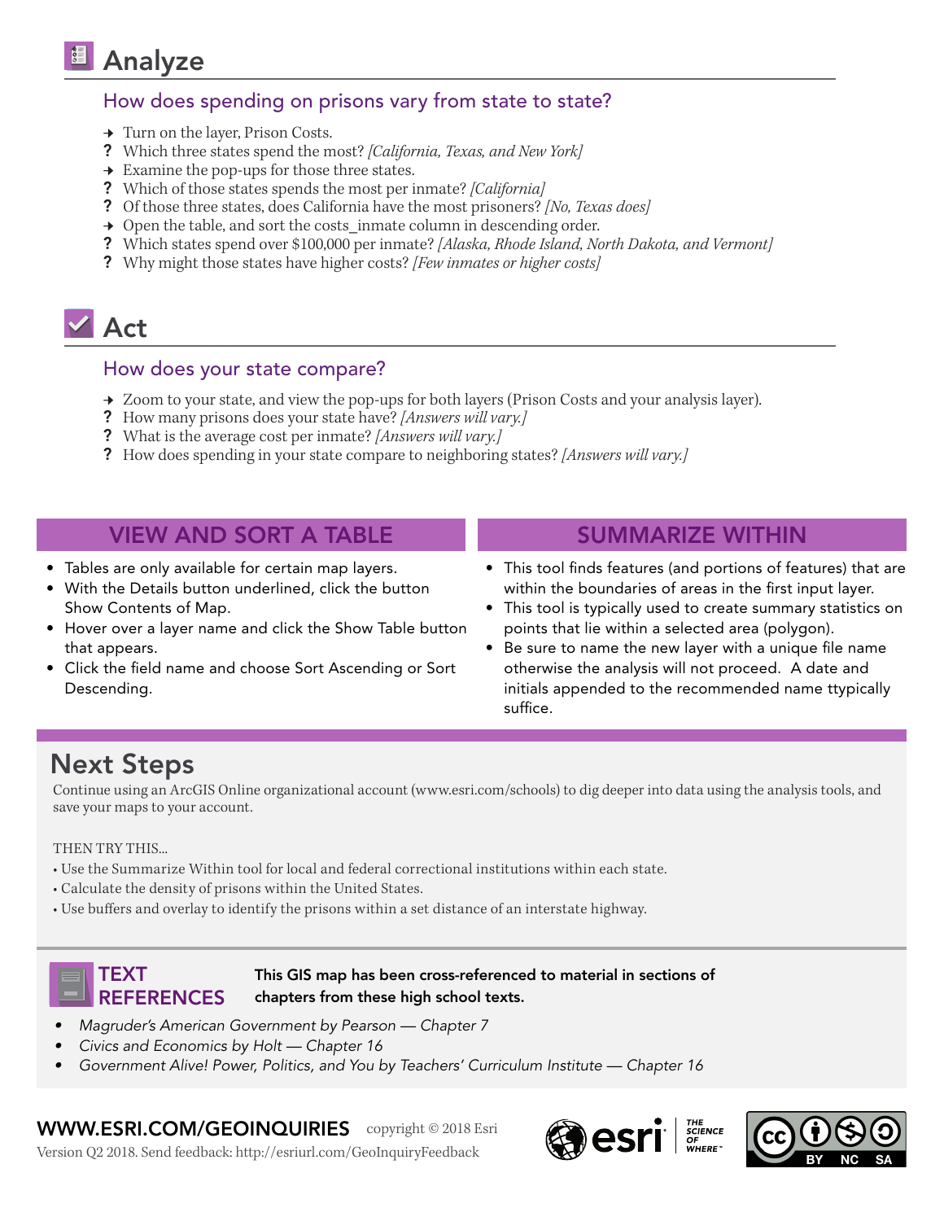# Analyze

## How does spending on prisons vary from state to state?

- → Turn on the layer, Prison Costs.
- ? Which three states spend the most? *[California, Texas, and New York]*
- → Examine the pop-ups for those three states.
- ? Which of those states spends the most per inmate? *[California]*
- ? Of those three states, does California have the most prisoners? *[No, Texas does]*
- → Open the table, and sort the costs_inmate column in descending order.
- ? Which states spend over $100,000 per inmate? *[Alaska, Rhode Island, North Dakota, and Vermont]*
- ? Why might those states have higher costs? *[Few inmates or higher costs]*

# Act

## How does your state compare?

- → Zoom to your state, and view the pop-ups for both layers (Prison Costs and your analysis layer).
- ? How many prisons does your state have? *[Answers will vary.]*
- ? What is the average cost per inmate? *[Answers will vary.]*
- ? How does spending in your state compare to neighboring states? *[Answers will vary.]*

## VIEW AND SORT A TABLE

- Tables are only available for certain map layers.
- With the Details button underlined, click the button Show Contents of Map.
- Hover over a layer name and click the Show Table button that appears.
- Click the field name and choose Sort Ascending or Sort Descending.

## SUMMARIZE WITHIN

- This tool finds features (and portions of features) that are within the boundaries of areas in the first input layer.
- This tool is typically used to create summary statistics on points that lie within a selected area (polygon).
- Be sure to name the new layer with a unique file name otherwise the analysis will not proceed. A date and initials appended to the recommended name ttypically suffice.

# Next Steps

Continue using an ArcGIS Online organizational account (www.esri.com/schools) to dig deeper into data using the analysis tools, and save your maps to your account.

THEN TRY THIS...

- Use the Summarize Within tool for local and federal correctional institutions within each state.
- Calculate the density of prisons within the United States.
- Use buffers and overlay to identify the prisons within a set distance of an interstate highway.

## TEXT REFERENCES

**This GIS map has been cross-referenced to material in sections of chapters from these high school texts.**

- *Magruder's American Government by Pearson — Chapter 7*
- *Civics and Economics by Holt — Chapter 16*
- *Government Alive! Power, Politics, and You by Teachers' Curriculum Institute — Chapter 16*

**WWW.ESRI.COM/GEOINQUIRIES** copyright © 2018 Esri

Version Q2 2018. Send feedback: http://esriurl.com/GeoInquiryFeedback